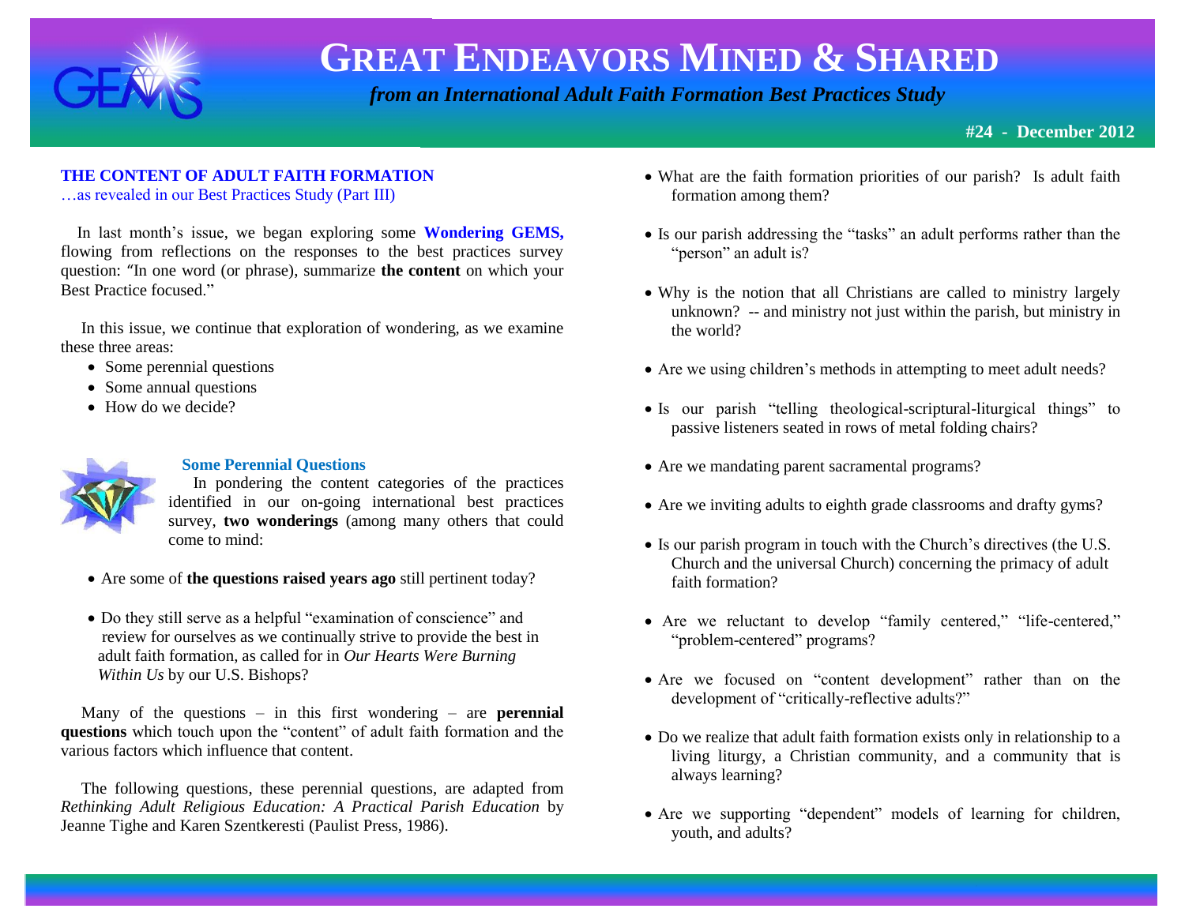# GREAT ENDEAVORS MINED & SHARED

*from an International Adult Faith Formation Best Practices Study*

**#24 - December 2012**

## THE CONTENT OF ADULT FAITH FORMATION

…as revealed in our Best Practices Study (Part III)

In last month's issue, we began exploring some **Wondering GEMS,** flowing from reflections on the responses to the best practices survey question: "In one word (or phrase), summarize **the content** on which your Best Practice focused."

In this issue, we continue that exploration of wondering, as we examine these three areas:

- Some perennial questions
- Some annual questions
- How do we decide?

### Some Perennial Questions

In pondering the content categories of the practices identified in our on-going international best practices survey, **two wonderings** (among many others that could come to mind:

- Are some of **the questions raised years ago** still pertinent today?
- Do they still serve as a helpful "examination of conscience" and review for ourselves as we continually strive to provide the best in adult faith formation, as called for in *Our Hearts Were Burning Within Us* by our U.S. Bishops?

Many of the questions – in this first wondering – are **perennial questions** which touch upon the "content" of adult faith formation and the various factors which influence that content.

The following questions, these perennial questions, are adapted from *Rethinking Adult Religious Education: A Practical Parish Education* by Jeanne Tighe and Karen Szentkeresti (Paulist Press, 1986).

- What are the faith formation priorities of our parish? Is adult faith formation among them?
- Is our parish addressing the "tasks" an adult performs rather than the "person" an adult is?
- Why is the notion that all Christians are called to ministry largely unknown? -- and ministry not just within the parish, but ministry in the world?
- Are we using children's methods in attempting to meet adult needs?
- Is our parish "telling theological-scriptural-liturgical things" to passive listeners seated in rows of metal folding chairs?
- Are we mandating parent sacramental programs?
- Are we inviting adults to eighth grade classrooms and drafty gyms?
- Is our parish program in touch with the Church's directives (the U.S. Church and the universal Church) concerning the primacy of adult faith formation?
- Are we reluctant to develop "family centered," "life-centered," "problem-centered" programs?
- Are we focused on "content development" rather than on the development of "critically-reflective adults?"
- Do we realize that adult faith formation exists only in relationship to a living liturgy, a Christian community, and a community that is always learning?
- Are we supporting "dependent" models of learning for children, youth, and adults?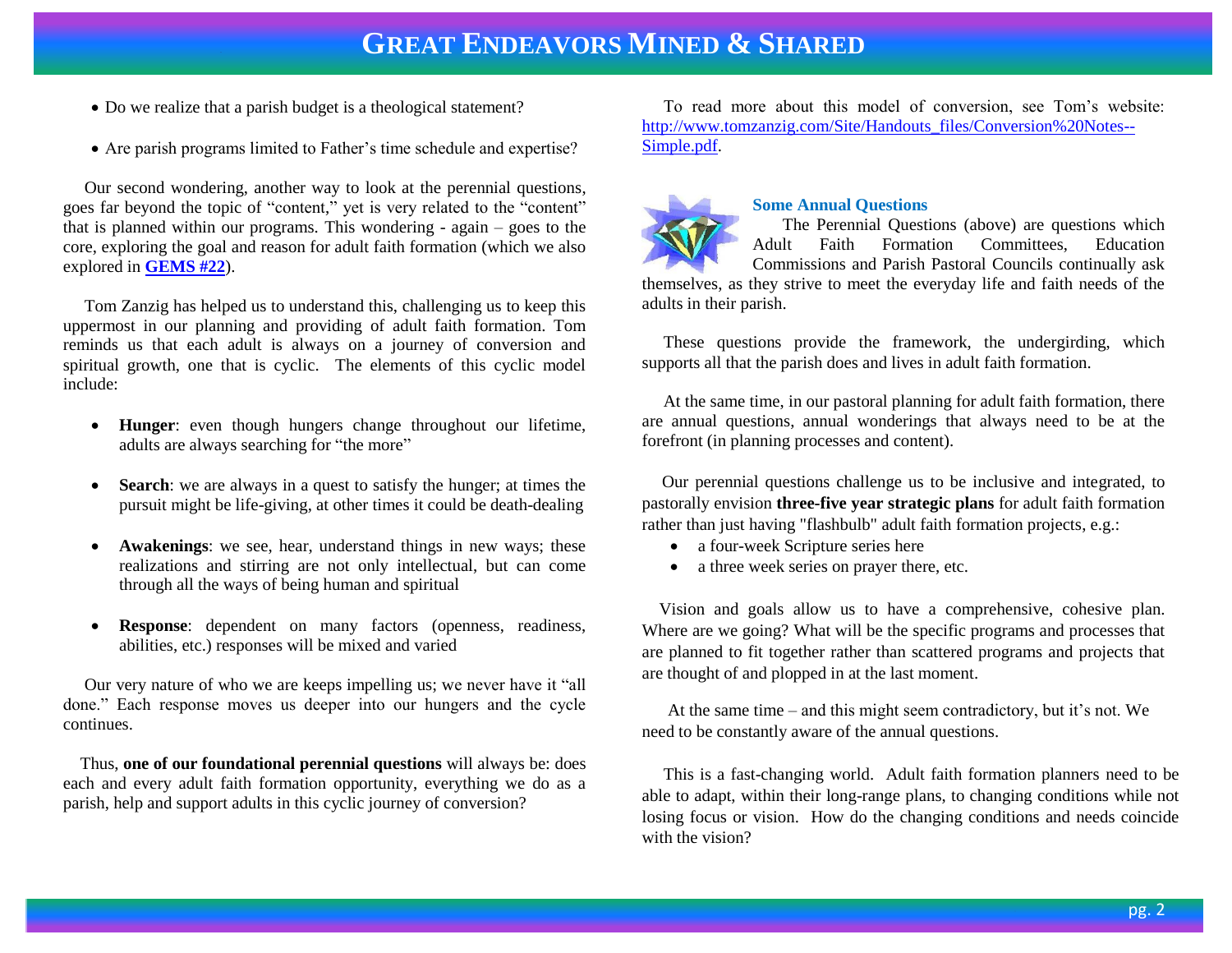- Do we realize that a parish budget is a theological statement?
- Are parish programs limited to Father's time schedule and expertise?

Our second wondering, another way to look at the perennial questions, goes far beyond the topic of "content," yet is very related to the "content" that is planned within our programs. This wondering - again – goes to the core, exploring the goal and reason for adult faith formation (which we also explored in **GEMS #22**).

Tom Zanzig has helped us to understand this, challenging us to keep this uppermost in our planning and providing of adult faith formation. Tom reminds us that each adult is always on a journey of conversion and spiritual growth, one that is cyclic. The elements of this cyclic model include:

- **Hunger**: even though hungers change throughout our lifetime, adults are always searching for "the more"
- **Search**: we are always in a quest to satisfy the hunger; at times the pursuit might be life-giving, at other times it could be death-dealing
- **Awakenings**: we see, hear, understand things in new ways; these realizations and stirring are not only intellectual, but can come through all the ways of being human and spiritual
- **Response**: dependent on many factors (openness, readiness, abilities, etc.) responses will be mixed and varied

Our very nature of who we are keeps impelling us; we never have it "all done." Each response moves us deeper into our hungers and the cycle continues.

Thus, **one of our foundational perennial questions** will always be: does each and every adult faith formation opportunity, everything we do as a parish, help and support adults in this cyclic journey of conversion?

To read more about this model of conversion, see Tom's website: http://www.tomzanzig.com/Site/Handouts_files/Conversion%20Notes--Simple.pdf.

### Some Annual Questions

The Perennial Questions (above) are questions which Adult Faith Formation Committees, Education Commissions and Parish Pastoral Councils continually ask themselves, as they strive to meet the everyday life and faith needs of the adults in their parish.

These questions provide the framework, the undergirding, which supports all that the parish does and lives in adult faith formation.

At the same time, in our pastoral planning for adult faith formation, there are annual questions, annual wonderings that always need to be at the forefront (in planning processes and content).

Our perennial questions challenge us to be inclusive and integrated, to pastorally envision **three-five year strategic plans** for adult faith formation rather than just having "flashbulb" adult faith formation projects, e.g.:

- a four-week Scripture series here
- a three week series on prayer there, etc.

Vision and goals allow us to have a comprehensive, cohesive plan. Where are we going? What will be the specific programs and processes that are planned to fit together rather than scattered programs and projects that are thought of and plopped in at the last moment.

At the same time – and this might seem contradictory, but it's not. We need to be constantly aware of the annual questions.

This is a fast-changing world. Adult faith formation planners need to be able to adapt, within their long-range plans, to changing conditions while not losing focus or vision. How do the changing conditions and needs coincide with the vision?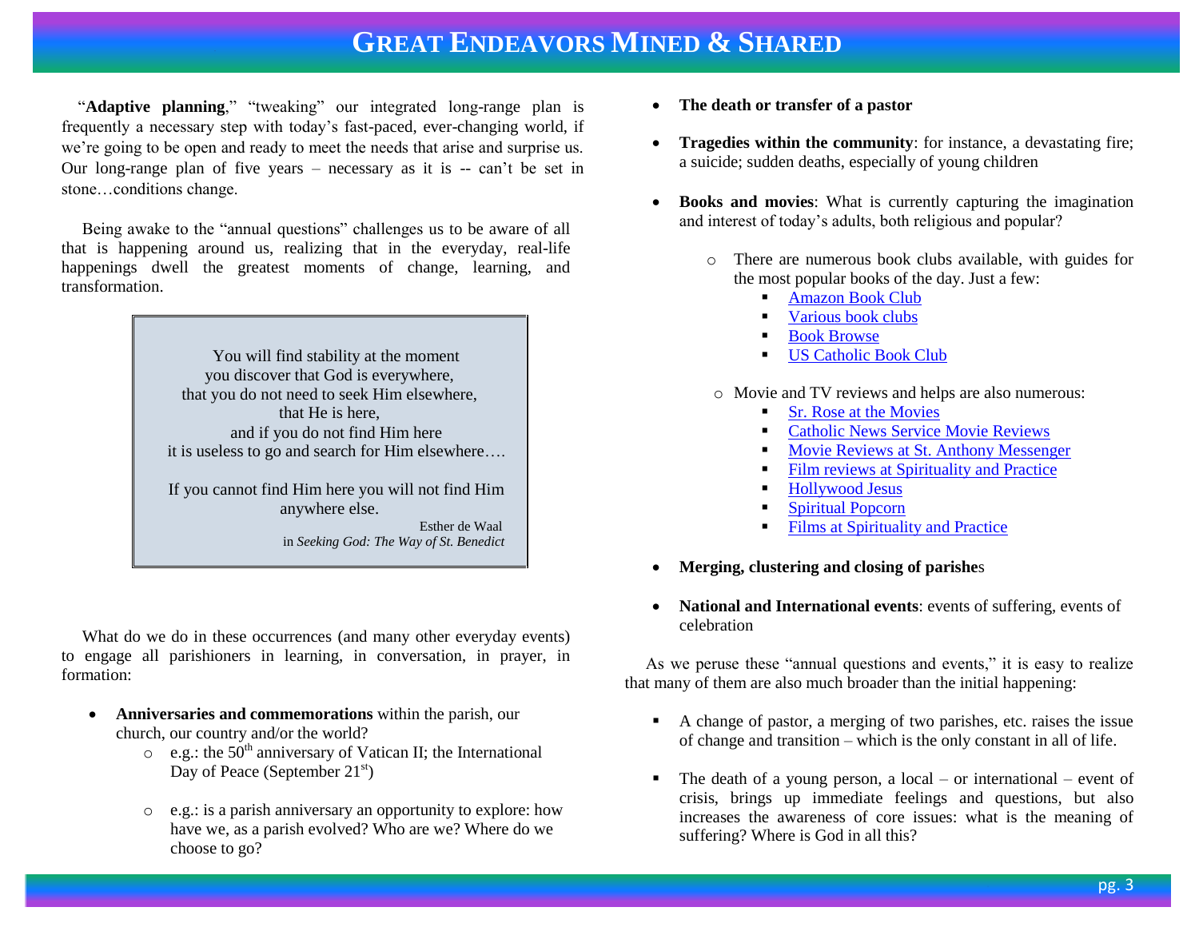"**Adaptive planning**," "tweaking" our integrated long-range plan is frequently a necessary step with today's fast-paced, ever-changing world, if we're going to be open and ready to meet the needs that arise and surprise us. Our long-range plan of five years – necessary as it is -- can't be set in stone…conditions change.

Being awake to the "annual questions" challenges us to be aware of all that is happening around us, realizing that in the everyday, real-life happenings dwell the greatest moments of change, learning, and transformation.

> You will find stability at the moment
> you discover that God is everywhere,
> that you do not need to seek Him elsewhere,
> that He is here,
> and if you do not find Him here
> it is useless to go and search for Him elsewhere….
>
> If you cannot find Him here you will not find Him anywhere else.
>
> Esther de Waal
> in *Seeking God: The Way of St. Benedict*

What do we do in these occurrences (and many other everyday events) to engage all parishioners in learning, in conversation, in prayer, in formation:

- **Anniversaries and commemorations** within the parish, our church, our country and/or the world?
  - e.g.: the 50th anniversary of Vatican II; the International Day of Peace (September 21st)
  - e.g.: is a parish anniversary an opportunity to explore: how have we, as a parish evolved? Who are we? Where do we choose to go?
- **The death or transfer of a pastor**
- **Tragedies within the community**: for instance, a devastating fire; a suicide; sudden deaths, especially of young children
- **Books and movies**: What is currently capturing the imagination and interest of today's adults, both religious and popular?
  - There are numerous book clubs available, with guides for the most popular books of the day. Just a few:
    - Amazon Book Club
    - Various book clubs
    - Book Browse
    - US Catholic Book Club
  - Movie and TV reviews and helps are also numerous:
    - Sr. Rose at the Movies
    - Catholic News Service Movie Reviews
    - Movie Reviews at St. Anthony Messenger
    - Film reviews at Spirituality and Practice
    - Hollywood Jesus
    - Spiritual Popcorn
    - Films at Spirituality and Practice
- **Merging, clustering and closing of parishe**s
- **National and International events**: events of suffering, events of celebration

As we peruse these "annual questions and events," it is easy to realize that many of them are also much broader than the initial happening:

- A change of pastor, a merging of two parishes, etc. raises the issue of change and transition – which is the only constant in all of life.
- The death of a young person, a local – or international – event of crisis, brings up immediate feelings and questions, but also increases the awareness of core issues: what is the meaning of suffering? Where is God in all this?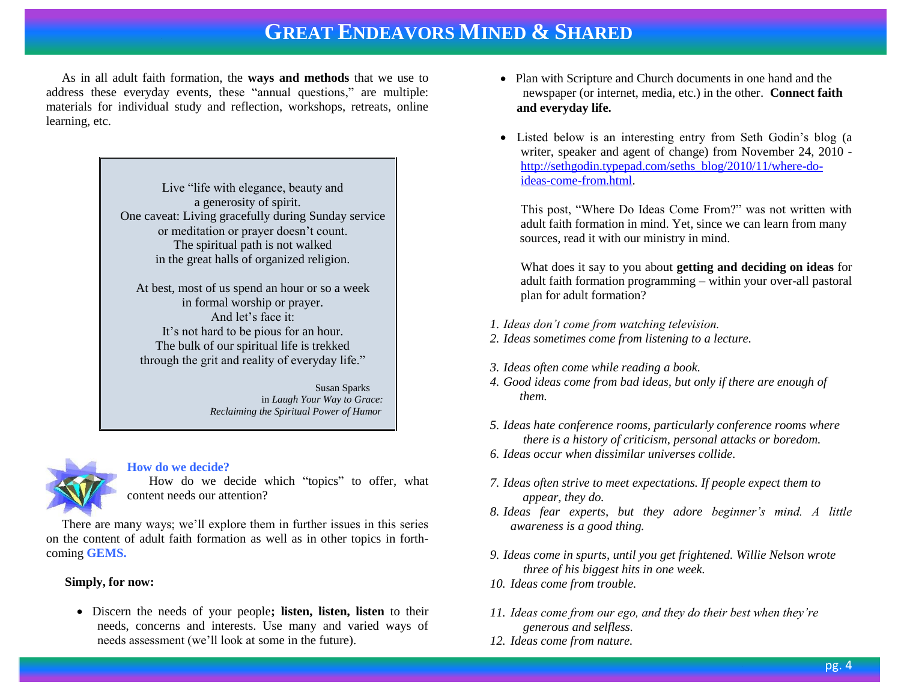As in all adult faith formation, the **ways and methods** that we use to address these everyday events, these "annual questions," are multiple: materials for individual study and reflection, workshops, retreats, online learning, etc.

> Live "life with elegance, beauty and
> a generosity of spirit.
> One caveat: Living gracefully during Sunday service
> or meditation or prayer doesn't count.
> The spiritual path is not walked
> in the great halls of organized religion.
>
> At best, most of us spend an hour or so a week
> in formal worship or prayer.
> And let's face it:
> It's not hard to be pious for an hour.
> The bulk of our spiritual life is trekked
> through the grit and reality of everyday life."
>
> Susan Sparks
> in *Laugh Your Way to Grace: Reclaiming the Spiritual Power of Humor*

### How do we decide?

How do we decide which "topics" to offer, what content needs our attention?

There are many ways; we'll explore them in further issues in this series on the content of adult faith formation as well as in other topics in forthcoming **GEMS.**

**Simply, for now:**

- Discern the needs of your people**; listen, listen, listen** to their needs, concerns and interests. Use many and varied ways of needs assessment (we'll look at some in the future).
- Plan with Scripture and Church documents in one hand and the newspaper (or internet, media, etc.) in the other. **Connect faith and everyday life.**
- Listed below is an interesting entry from Seth Godin's blog (a writer, speaker and agent of change) from November 24, 2010 - http://sethgodin.typepad.com/seths_blog/2010/11/where-do-ideas-come-from.html.

  This post, "Where Do Ideas Come From?" was not written with adult faith formation in mind. Yet, since we can learn from many sources, read it with our ministry in mind.

  What does it say to you about **getting and deciding on ideas** for adult faith formation programming – within your over-all pastoral plan for adult formation?

1. *Ideas don't come from watching television.*
2. *Ideas sometimes come from listening to a lecture.*
3. *Ideas often come while reading a book.*
4. *Good ideas come from bad ideas, but only if there are enough of them.*
5. *Ideas hate conference rooms, particularly conference rooms where there is a history of criticism, personal attacks or boredom.*
6. *Ideas occur when dissimilar universes collide.*
7. *Ideas often strive to meet expectations. If people expect them to appear, they do.*
8. *Ideas fear experts, but they adore beginner's mind. A little awareness is a good thing.*
9. *Ideas come in spurts, until you get frightened. Willie Nelson wrote three of his biggest hits in one week.*
10. *Ideas come from trouble.*
11. *Ideas come from our ego, and they do their best when they're generous and selfless.*
12. *Ideas come from nature.*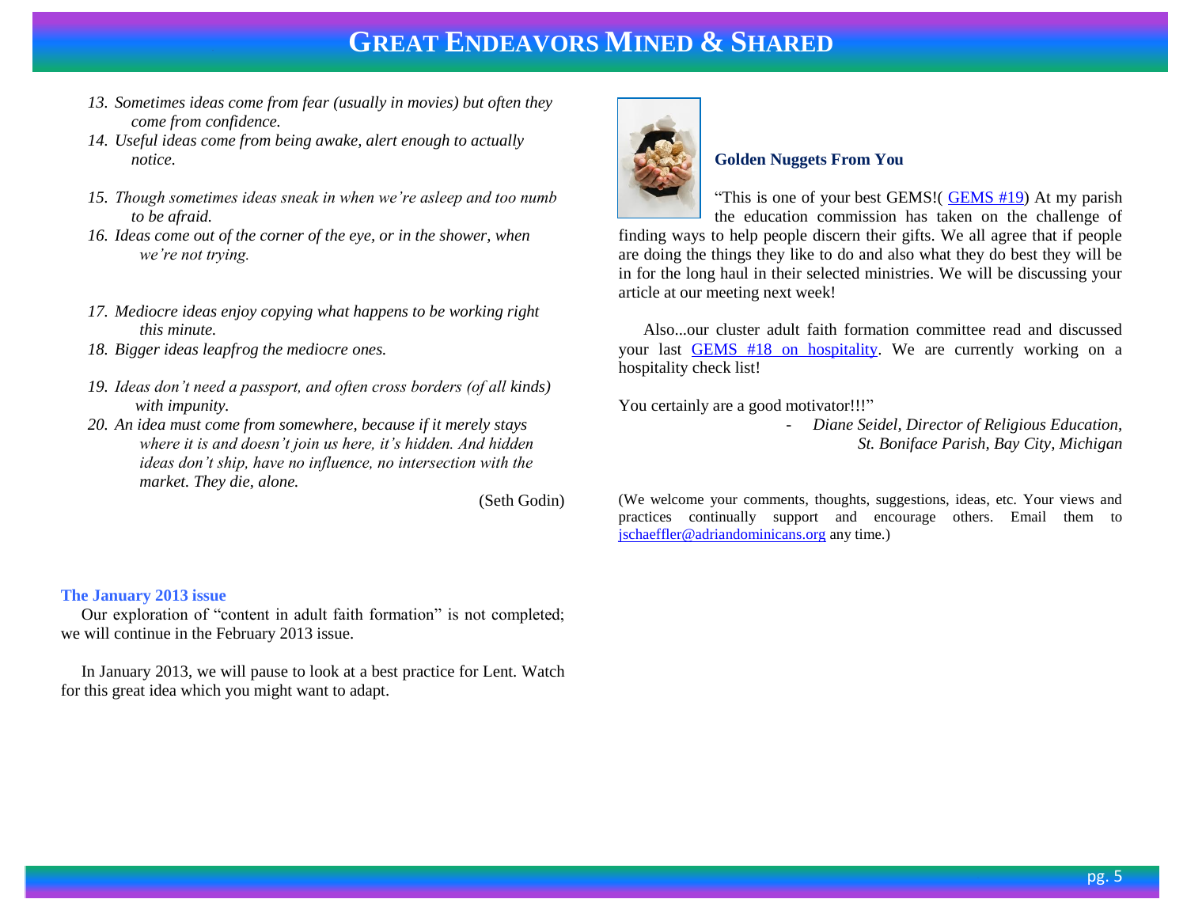13. *Sometimes ideas come from fear (usually in movies) but often they come from confidence.*
14. *Useful ideas come from being awake, alert enough to actually notice.*
15. *Though sometimes ideas sneak in when we're asleep and too numb to be afraid.*
16. *Ideas come out of the corner of the eye, or in the shower, when we're not trying.*
17. *Mediocre ideas enjoy copying what happens to be working right this minute.*
18. *Bigger ideas leapfrog the mediocre ones.*
19. *Ideas don't need a passport, and often cross borders (of all kinds) with impunity.*
20. *An idea must come from somewhere, because if it merely stays where it is and doesn't join us here, it's hidden. And hidden ideas don't ship, have no influence, no intersection with the market. They die, alone.*

(Seth Godin)

### The January 2013 issue

Our exploration of "content in adult faith formation" is not completed; we will continue in the February 2013 issue.

In January 2013, we will pause to look at a best practice for Lent. Watch for this great idea which you might want to adapt.

### Golden Nuggets From You

"This is one of your best GEMS!( GEMS #19) At my parish the education commission has taken on the challenge of finding ways to help people discern their gifts. We all agree that if people are doing the things they like to do and also what they do best they will be in for the long haul in their selected ministries. We will be discussing your article at our meeting next week!

Also...our cluster adult faith formation committee read and discussed your last GEMS #18 on hospitality. We are currently working on a hospitality check list!

You certainly are a good motivator!!!"

- *Diane Seidel, Director of Religious Education, St. Boniface Parish, Bay City, Michigan*

(We welcome your comments, thoughts, suggestions, ideas, etc. Your views and practices continually support and encourage others. Email them to jschaeffler@adriandominicans.org any time.)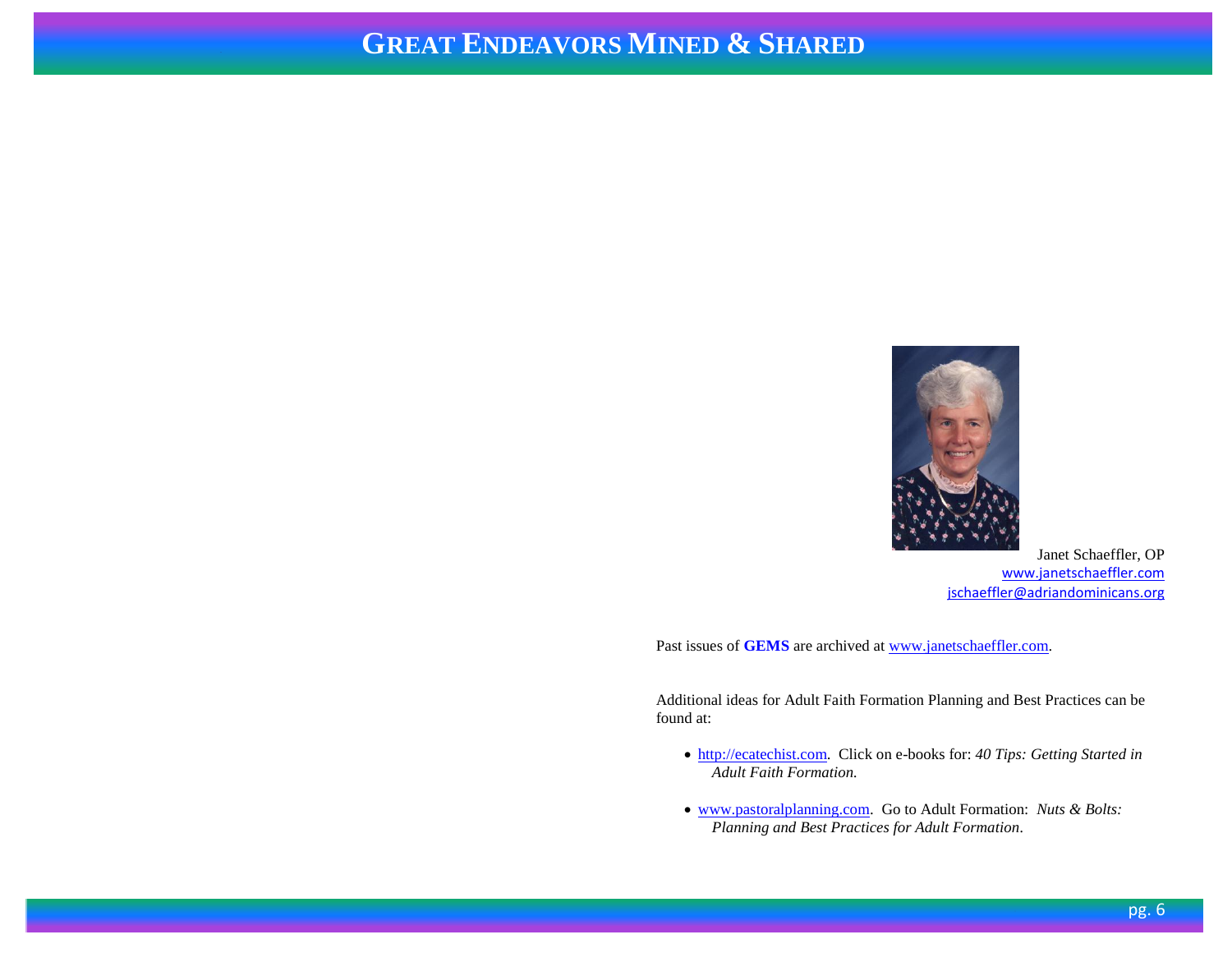Janet Schaeffler, OP
www.janetschaeffler.com
jschaeffler@adriandominicans.org

Past issues of **GEMS** are archived at www.janetschaeffler.com.

Additional ideas for Adult Faith Formation Planning and Best Practices can be found at:

- http://ecatechist.com. Click on e-books for: *40 Tips: Getting Started in Adult Faith Formation.*
- www.pastoralplanning.com. Go to Adult Formation: *Nuts & Bolts: Planning and Best Practices for Adult Formation*.